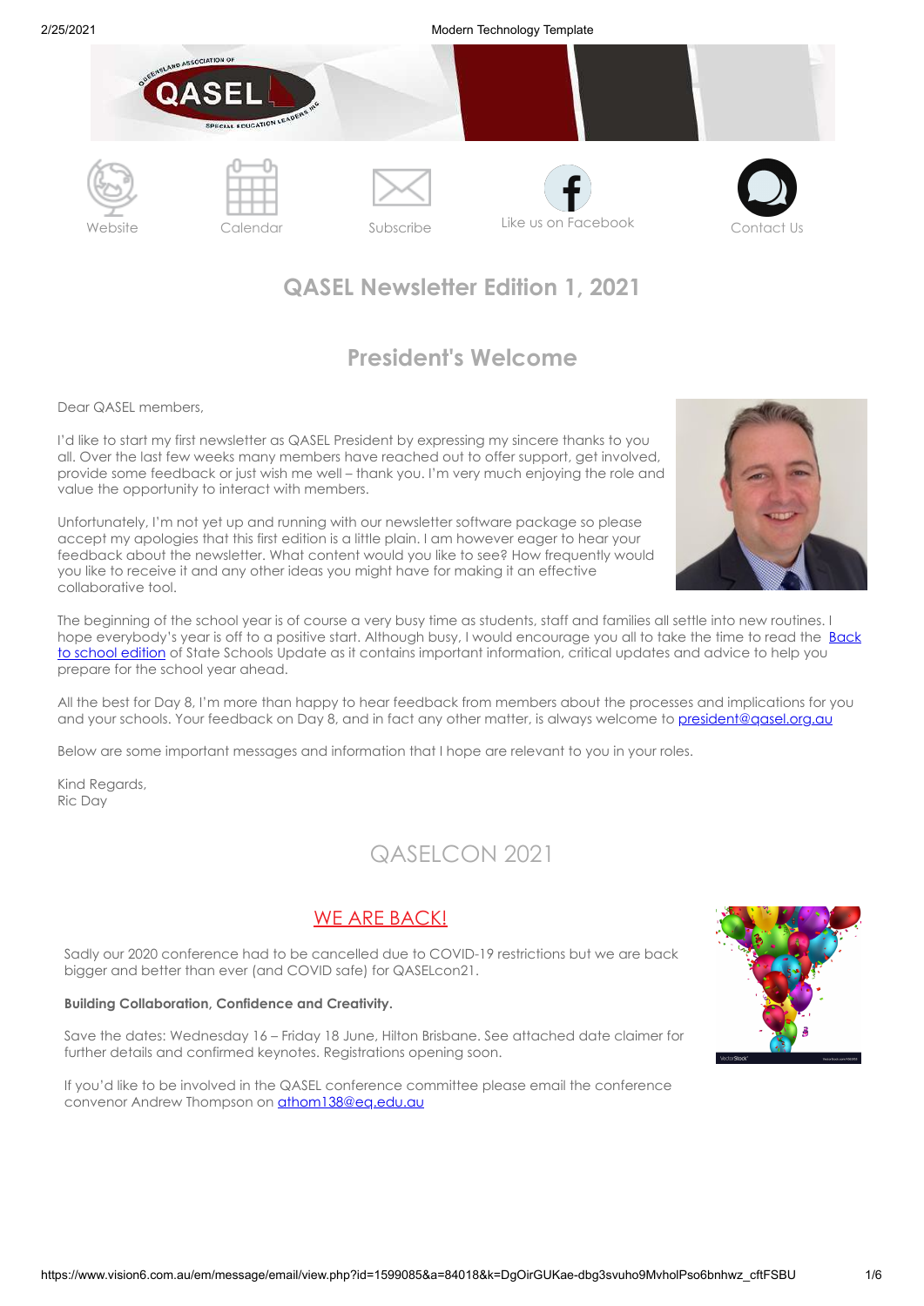Website Calendar Subscribe Like us on Facebook Contact Us

# QASEL Newsletter Edition 1, 2021

## President's Welcome

Dear QASEL members,

I'd like to start my first newsletter as QASEL President by expressing my sincere thanks to you all. Over the last few weeks many members have reached out to offer support, get involved, provide some feedback or just wish me well – thank you. I'm very much enjoying the role and value the opportunity to interact with members.

Unfortunately, I'm not yet up and running with our newsletter software package so please accept my apologies that this first edition is a little plain. I am however eager to hear your feedback about the newsletter. What content would you like to see? How frequently would you like to receive it and any other ideas you might have for making it an effective collaborative tool.

The beginning of the school year is of course a very busy time as students, staff and families all settle into new routines. I hope everybody's year is off to a positive start. Although busy, I would encourage you all to take the time to read the Back to school edition of State Schools Update as it contains important information, critical updates and advice to help you prepare for the school year ahead.

All the best for Day 8, I'm more than happy to hear feedback from members about the processes and implications for you and your schools. Your feedback on Day 8, and in fact any other matter, is always welcome to president@qasel.org.au

Below are some important messages and information that I hope are relevant to you in your roles.

Kind Regards,
Ric Day

## QASELCON 2021

### WE ARE BACK!

Sadly our 2020 conference had to be cancelled due to COVID-19 restrictions but we are back bigger and better than ever (and COVID safe) for QASELcon21.

**Building Collaboration, Confidence and Creativity.**

Save the dates: Wednesday 16 – Friday 18 June, Hilton Brisbane. See attached date claimer for further details and confirmed keynotes. Registrations opening soon.

If you'd like to be involved in the QASEL conference committee please email the conference convenor Andrew Thompson on athom138@eq.edu.au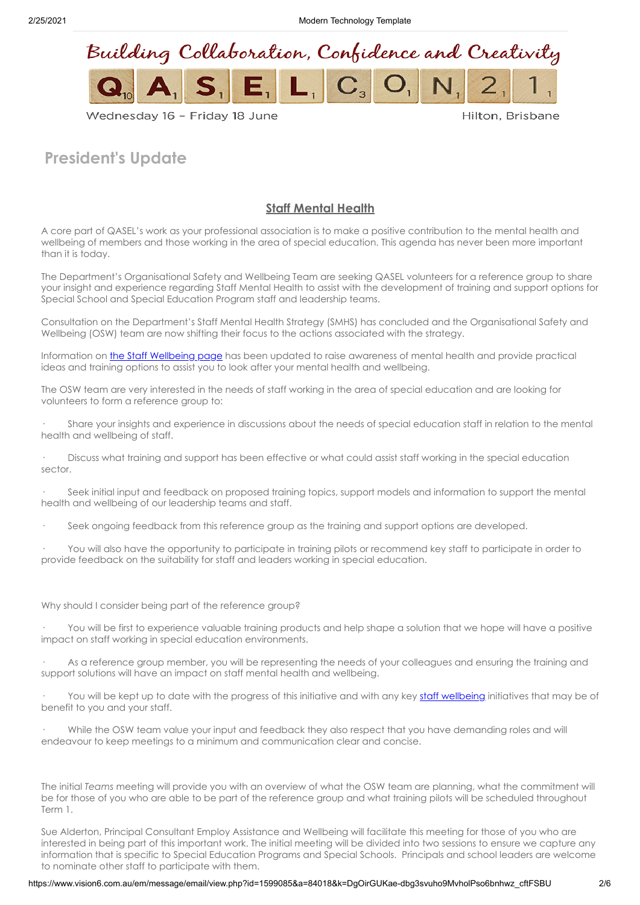Building Collaboration, Confidence and Creativity

QASELCON21

Wednesday 16 – Friday 18 June

Hilton, Brisbane

# President's Update

## Staff Mental Health

A core part of QASEL's work as your professional association is to make a positive contribution to the mental health and wellbeing of members and those working in the area of special education. This agenda has never been more important than it is today.

The Department's Organisational Safety and Wellbeing Team are seeking QASEL volunteers for a reference group to share your insight and experience regarding Staff Mental Health to assist with the development of training and support options for Special School and Special Education Program staff and leadership teams.

Consultation on the Department's Staff Mental Health Strategy (SMHS) has concluded and the Organisational Safety and Wellbeing (OSW) team are now shifting their focus to the actions associated with the strategy.

Information on [the Staff Wellbeing page](#) has been updated to raise awareness of mental health and provide practical ideas and training options to assist you to look after your mental health and wellbeing.

The OSW team are very interested in the needs of staff working in the area of special education and are looking for volunteers to form a reference group to:

- Share your insights and experience in discussions about the needs of special education staff in relation to the mental health and wellbeing of staff.
- Discuss what training and support has been effective or what could assist staff working in the special education sector.
- Seek initial input and feedback on proposed training topics, support models and information to support the mental health and wellbeing of our leadership teams and staff.
- Seek ongoing feedback from this reference group as the training and support options are developed.
- You will also have the opportunity to participate in training pilots or recommend key staff to participate in order to provide feedback on the suitability for staff and leaders working in special education.

Why should I consider being part of the reference group?

- You will be first to experience valuable training products and help shape a solution that we hope will have a positive impact on staff working in special education environments.
- As a reference group member, you will be representing the needs of your colleagues and ensuring the training and support solutions will have an impact on staff mental health and wellbeing.
- You will be kept up to date with the progress of this initiative and with any key [staff wellbeing](#) initiatives that may be of benefit to you and your staff.
- While the OSW team value your input and feedback they also respect that you have demanding roles and will endeavour to keep meetings to a minimum and communication clear and concise.

The initial *Teams* meeting will provide you with an overview of what the OSW team are planning, what the commitment will be for those of you who are able to be part of the reference group and what training pilots will be scheduled throughout Term 1.

Sue Alderton, Principal Consultant Employ Assistance and Wellbeing will facilitate this meeting for those of you who are interested in being part of this important work. The initial meeting will be divided into two sessions to ensure we capture any information that is specific to Special Education Programs and Special Schools. Principals and school leaders are welcome to nominate other staff to participate with them.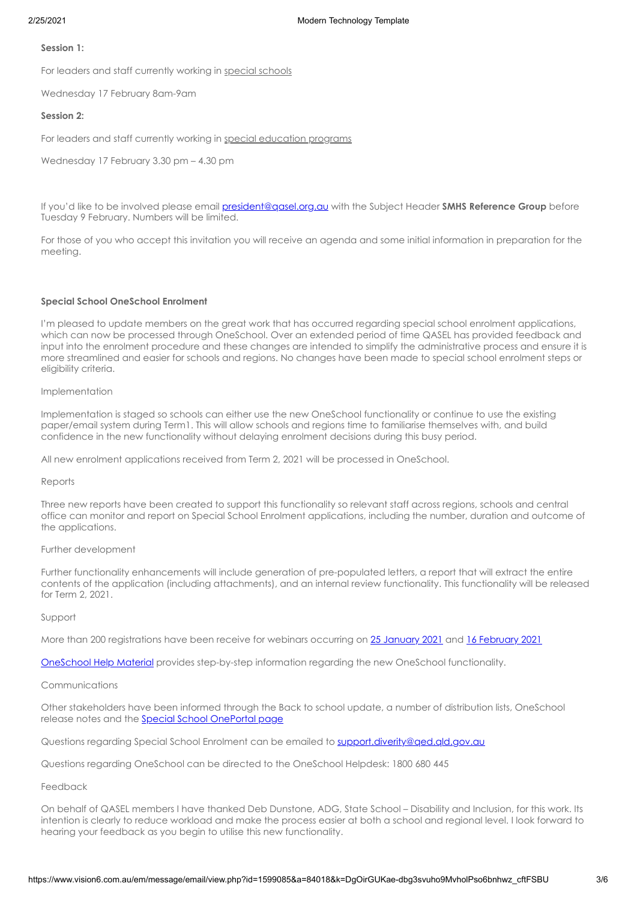**Session 1:**

For leaders and staff currently working in special schools

Wednesday 17 February 8am-9am

**Session 2:**

For leaders and staff currently working in special education programs

Wednesday 17 February 3.30 pm – 4.30 pm

If you'd like to be involved please email president@qasel.org.au with the Subject Header **SMHS Reference Group** before Tuesday 9 February. Numbers will be limited.

For those of you who accept this invitation you will receive an agenda and some initial information in preparation for the meeting.

**Special School OneSchool Enrolment**

I'm pleased to update members on the great work that has occurred regarding special school enrolment applications, which can now be processed through OneSchool. Over an extended period of time QASEL has provided feedback and input into the enrolment procedure and these changes are intended to simplify the administrative process and ensure it is more streamlined and easier for schools and regions. No changes have been made to special school enrolment steps or eligibility criteria.

Implementation

Implementation is staged so schools can either use the new OneSchool functionality or continue to use the existing paper/email system during Term1. This will allow schools and regions time to familiarise themselves with, and build confidence in the new functionality without delaying enrolment decisions during this busy period.

All new enrolment applications received from Term 2, 2021 will be processed in OneSchool.

Reports

Three new reports have been created to support this functionality so relevant staff across regions, schools and central office can monitor and report on Special School Enrolment applications, including the number, duration and outcome of the applications.

Further development

Further functionality enhancements will include generation of pre-populated letters, a report that will extract the entire contents of the application (including attachments), and an internal review functionality. This functionality will be released for Term 2, 2021.

Support

More than 200 registrations have been receive for webinars occurring on 25 January 2021 and 16 February 2021

OneSchool Help Material provides step-by-step information regarding the new OneSchool functionality.

Communications

Other stakeholders have been informed through the Back to school update, a number of distribution lists, OneSchool release notes and the Special School OnePortal page

Questions regarding Special School Enrolment can be emailed to support.diverity@qed.qld.gov.au

Questions regarding OneSchool can be directed to the OneSchool Helpdesk: 1800 680 445

Feedback

On behalf of QASEL members I have thanked Deb Dunstone, ADG, State School – Disability and Inclusion, for this work. Its intention is clearly to reduce workload and make the process easier at both a school and regional level. I look forward to hearing your feedback as you begin to utilise this new functionality.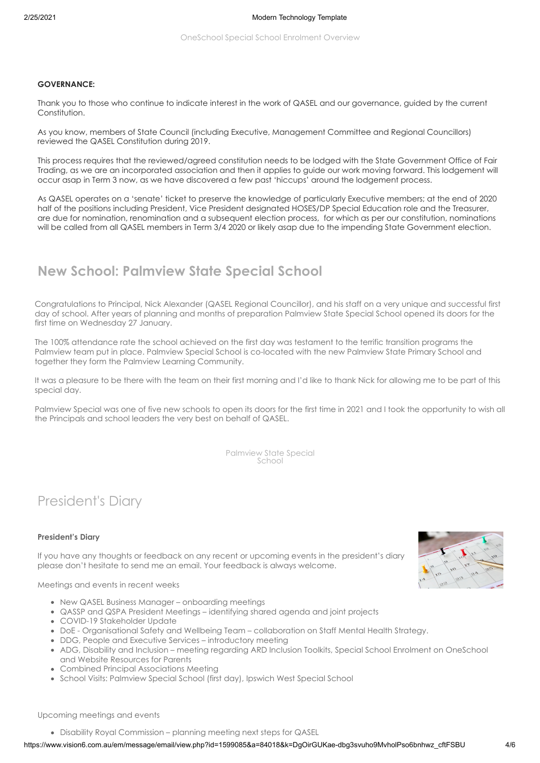OneSchool Special School Enrolment Overview

**GOVERNANCE:**

Thank you to those who continue to indicate interest in the work of QASEL and our governance, guided by the current Constitution.

As you know, members of State Council (including Executive, Management Committee and Regional Councillors) reviewed the QASEL Constitution during 2019.

This process requires that the reviewed/agreed constitution needs to be lodged with the State Government Office of Fair Trading, as we are an incorporated association and then it applies to guide our work moving forward. This lodgement will occur asap in Term 3 now, as we have discovered a few past 'hiccups' around the lodgement process.

As QASEL operates on a 'senate' ticket to preserve the knowledge of particularly Executive members; at the end of 2020 half of the positions including President, Vice President designated HOSES/DP Special Education role and the Treasurer, are due for nomination, renomination and a subsequent election process, for which as per our constitution, nominations will be called from all QASEL members in Term 3/4 2020 or likely asap due to the impending State Government election.

## New School: Palmview State Special School

Congratulations to Principal, Nick Alexander (QASEL Regional Councillor), and his staff on a very unique and successful first day of school. After years of planning and months of preparation Palmview State Special School opened its doors for the first time on Wednesday 27 January.

The 100% attendance rate the school achieved on the first day was testament to the terrific transition programs the Palmview team put in place. Palmview Special School is co-located with the new Palmview State Primary School and together they form the Palmview Learning Community.

It was a pleasure to be there with the team on their first morning and I'd like to thank Nick for allowing me to be part of this special day.

Palmview Special was one of five new schools to open its doors for the first time in 2021 and I took the opportunity to wish all the Principals and school leaders the very best on behalf of QASEL.

Palmview State Special School

## President's Diary

**President's Diary**

If you have any thoughts or feedback on any recent or upcoming events in the president's diary please don't hesitate to send me an email. Your feedback is always welcome.

Meetings and events in recent weeks

- New QASEL Business Manager – onboarding meetings
- QASSP and QSPA President Meetings – identifying shared agenda and joint projects
- COVID-19 Stakeholder Update
- DoE - Organisational Safety and Wellbeing Team – collaboration on Staff Mental Health Strategy.
- DDG, People and Executive Services – introductory meeting
- ADG, Disability and Inclusion – meeting regarding ARD Inclusion Toolkits, Special School Enrolment on OneSchool and Website Resources for Parents
- Combined Principal Associations Meeting
- School Visits: Palmview Special School (first day), Ipswich West Special School

Upcoming meetings and events

- Disability Royal Commission – planning meeting next steps for QASEL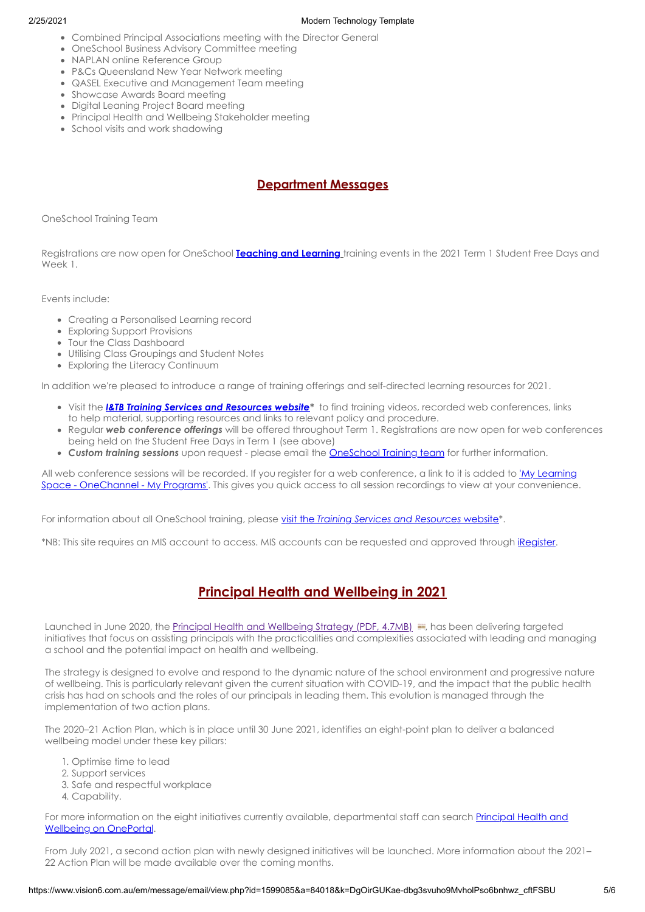- Combined Principal Associations meeting with the Director General
- OneSchool Business Advisory Committee meeting
- NAPLAN online Reference Group
- P&Cs Queensland New Year Network meeting
- QASEL Executive and Management Team meeting
- Showcase Awards Board meeting
- Digital Leaning Project Board meeting
- Principal Health and Wellbeing Stakeholder meeting
- School visits and work shadowing

## Department Messages

OneSchool Training Team

Registrations are now open for OneSchool **Teaching and Learning** training events in the 2021 Term 1 Student Free Days and Week 1.

Events include:

- Creating a Personalised Learning record
- Exploring Support Provisions
- Tour the Class Dashboard
- Utilising Class Groupings and Student Notes
- Exploring the Literacy Continuum

In addition we're pleased to introduce a range of training offerings and self-directed learning resources for 2021.

- Visit the ***I&TB Training Services and Resources website**** to find training videos, recorded web conferences, links to help material, supporting resources and links to relevant policy and procedure.
- Regular ***web conference offerings*** will be offered throughout Term 1. Registrations are now open for web conferences being held on the Student Free Days in Term 1 (see above)
- ***Custom training sessions*** upon request - please email the OneSchool Training team for further information.

All web conference sessions will be recorded. If you register for a web conference, a link to it is added to 'My Learning Space - OneChannel - My Programs'. This gives you quick access to all session recordings to view at your convenience.

For information about all OneSchool training, please visit the *Training Services and Resources* website*.

*NB: This site requires an MIS account to access. MIS accounts can be requested and approved through iRegister.

## Principal Health and Wellbeing in 2021

Launched in June 2020, the Principal Health and Wellbeing Strategy (PDF, 4.7MB), has been delivering targeted initiatives that focus on assisting principals with the practicalities and complexities associated with leading and managing a school and the potential impact on health and wellbeing.

The strategy is designed to evolve and respond to the dynamic nature of the school environment and progressive nature of wellbeing. This is particularly relevant given the current situation with COVID-19, and the impact that the public health crisis has had on schools and the roles of our principals in leading them. This evolution is managed through the implementation of two action plans.

The 2020–21 Action Plan, which is in place until 30 June 2021, identifies an eight-point plan to deliver a balanced wellbeing model under these key pillars:

1. Optimise time to lead
2. Support services
3. Safe and respectful workplace
4. Capability.

For more information on the eight initiatives currently available, departmental staff can search Principal Health and Wellbeing on OnePortal.

From July 2021, a second action plan with newly designed initiatives will be launched. More information about the 2021–22 Action Plan will be made available over the coming months.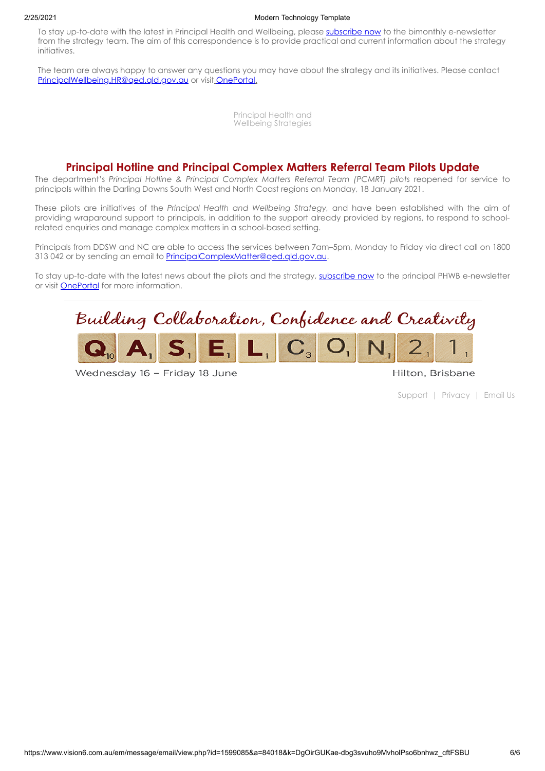To stay up-to-date with the latest in Principal Health and Wellbeing, please subscribe now to the bimonthly e-newsletter from the strategy team. The aim of this correspondence is to provide practical and current information about the strategy initiatives.

The team are always happy to answer any questions you may have about the strategy and its initiatives. Please contact PrincipalWellbeing.HR@qed.qld.gov.au or visit OnePortal.

Principal Health and Wellbeing Strategies

## Principal Hotline and Principal Complex Matters Referral Team Pilots Update

The department's *Principal Hotline & Principal Complex Matters Referral Team (PCMRT) pilots* reopened for service to principals within the Darling Downs South West and North Coast regions on Monday, 18 January 2021.

These pilots are initiatives of the *Principal Health and Wellbeing Strategy,* and have been established with the aim of providing wraparound support to principals, in addition to the support already provided by regions, to respond to school-related enquiries and manage complex matters in a school-based setting.

Principals from DDSW and NC are able to access the services between 7am–5pm, Monday to Friday via direct call on 1800 313 042 or by sending an email to PrincipalComplexMatter@qed.qld.gov.au.

To stay up-to-date with the latest news about the pilots and the strategy, subscribe now to the principal PHWB e-newsletter or visit OnePortal for more information.

---

Building Collaboration, Confidence and Creativity

QASELCON21

Wednesday 16 – Friday 18 June

Hilton, Brisbane

Support | Privacy | Email Us